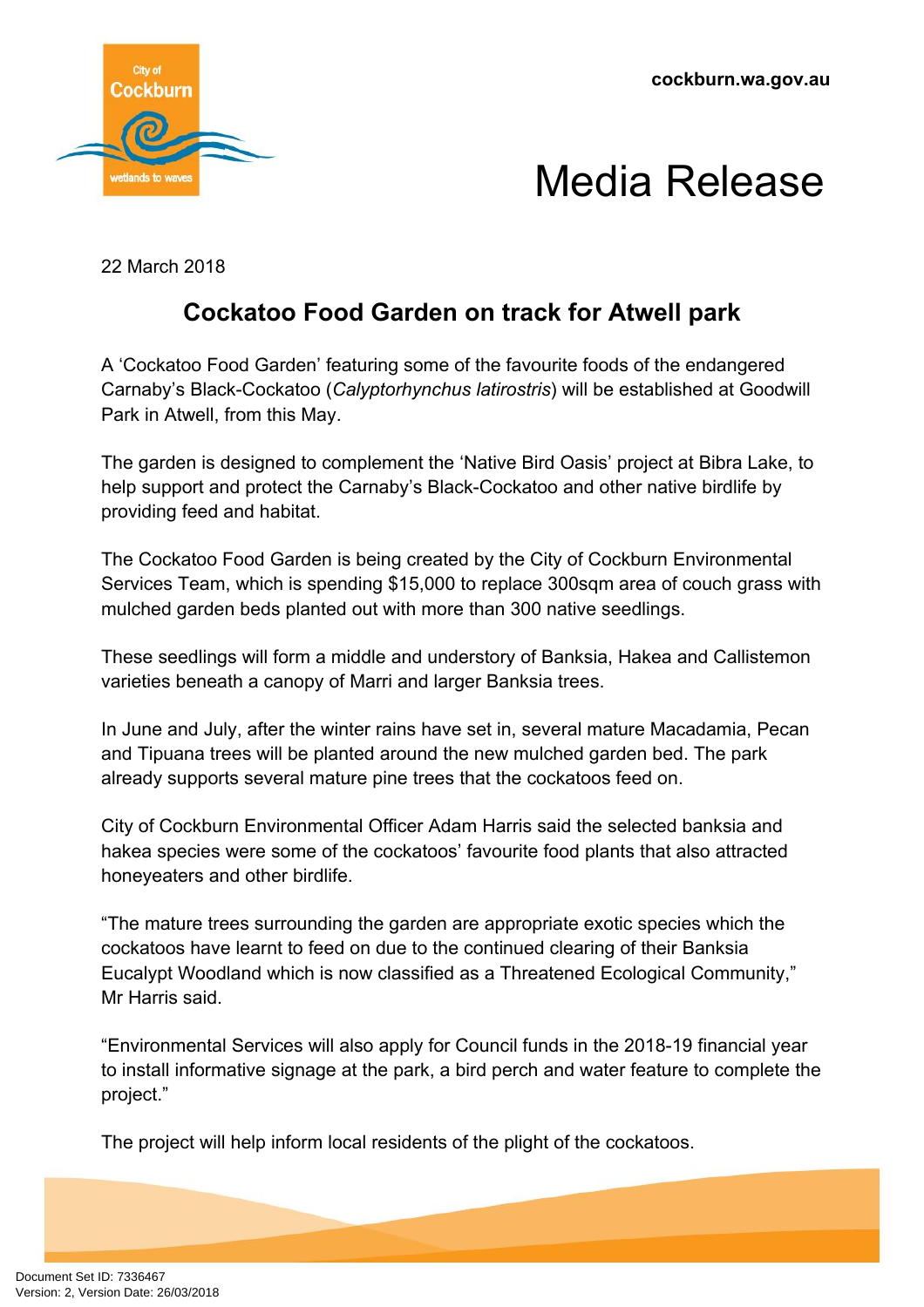cockburn.wa.gov.au

# Media Release

22 March 2018

## Cockatoo Food Garden on track for Atwell park

A 'Cockatoo Food Garden' featuring some of the favourite foods of the endangered Carnaby's Black-Cockatoo (*Calyptorhynchus latirostris*) will be established at Goodwill Park in Atwell, from this May.

The garden is designed to complement the 'Native Bird Oasis' project at Bibra Lake, to help support and protect the Carnaby's Black-Cockatoo and other native birdlife by providing feed and habitat.

The Cockatoo Food Garden is being created by the City of Cockburn Environmental Services Team, which is spending $15,000 to replace 300sqm area of couch grass with mulched garden beds planted out with more than 300 native seedlings.

These seedlings will form a middle and understory of Banksia, Hakea and Callistemon varieties beneath a canopy of Marri and larger Banksia trees.

In June and July, after the winter rains have set in, several mature Macadamia, Pecan and Tipuana trees will be planted around the new mulched garden bed. The park already supports several mature pine trees that the cockatoos feed on.

City of Cockburn Environmental Officer Adam Harris said the selected banksia and hakea species were some of the cockatoos' favourite food plants that also attracted honeyeaters and other birdlife.

"The mature trees surrounding the garden are appropriate exotic species which the cockatoos have learnt to feed on due to the continued clearing of their Banksia Eucalypt Woodland which is now classified as a Threatened Ecological Community," Mr Harris said.

"Environmental Services will also apply for Council funds in the 2018-19 financial year to install informative signage at the park, a bird perch and water feature to complete the project."

The project will help inform local residents of the plight of the cockatoos.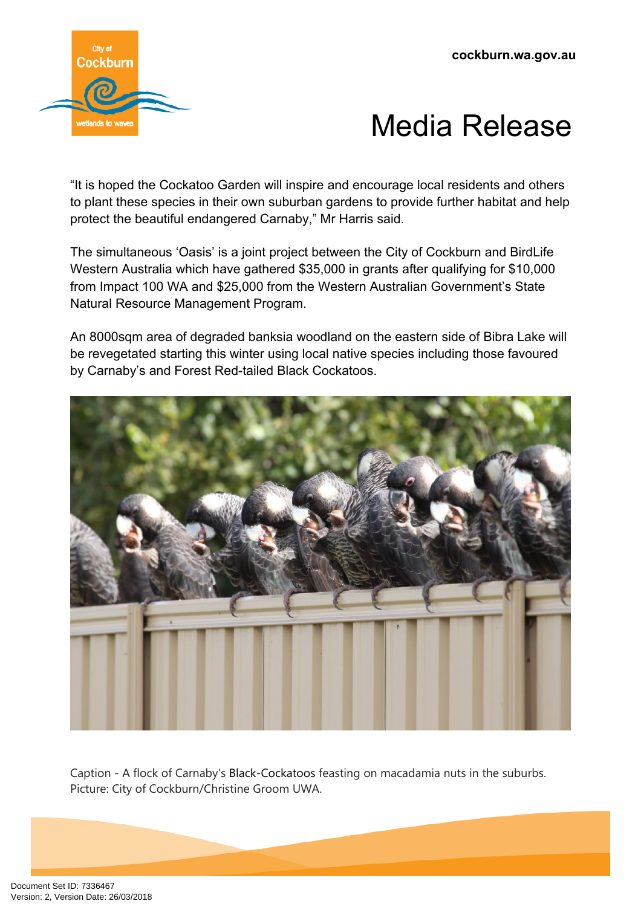“It is hoped the Cockatoo Garden will inspire and encourage local residents and others to plant these species in their own suburban gardens to provide further habitat and help protect the beautiful endangered Carnaby,” Mr Harris said.

The simultaneous ‘Oasis’ is a joint project between the City of Cockburn and BirdLife Western Australia which have gathered $35,000 in grants after qualifying for $10,000 from Impact 100 WA and $25,000 from the Western Australian Government’s State Natural Resource Management Program.

An 8000sqm area of degraded banksia woodland on the eastern side of Bibra Lake will be revegetated starting this winter using local native species including those favoured by Carnaby’s and Forest Red-tailed Black Cockatoos.

Caption - A flock of Carnaby's Black-Cockatoos feasting on macadamia nuts in the suburbs. Picture: City of Cockburn/Christine Groom UWA.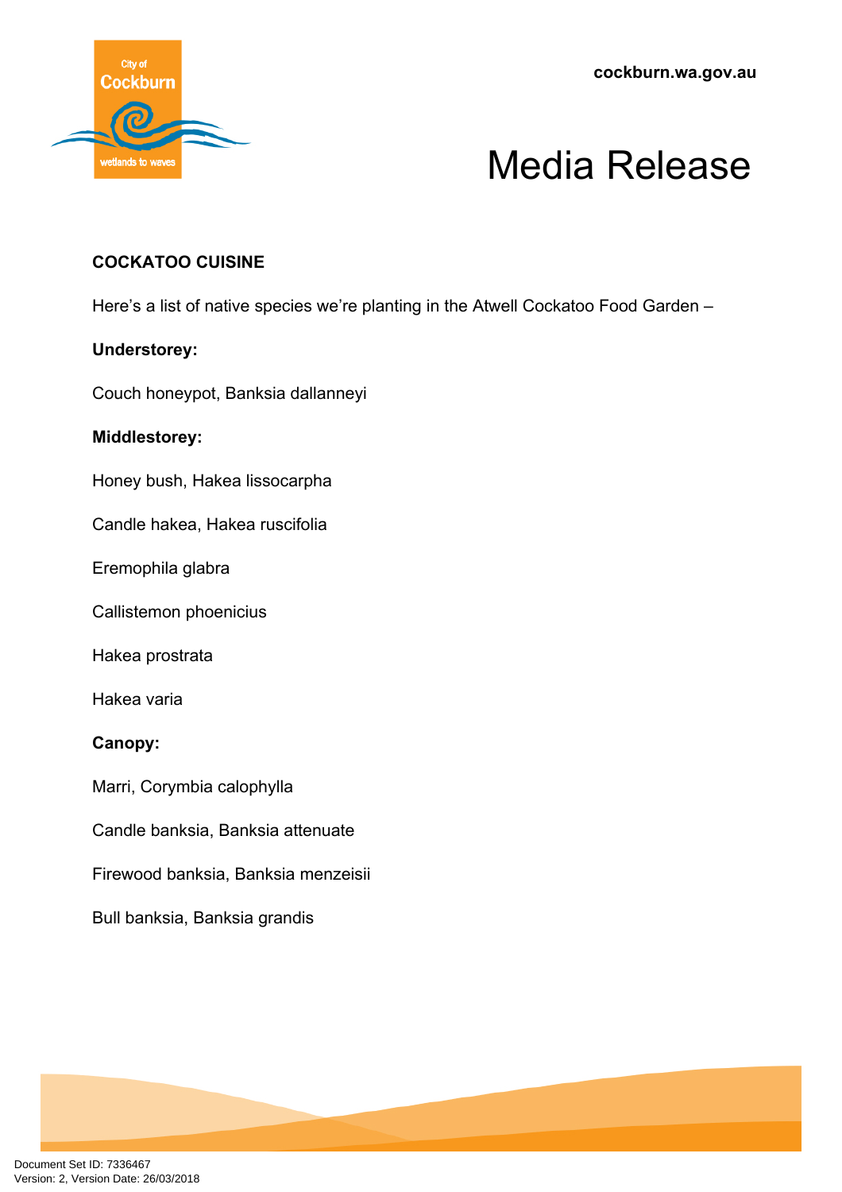**COCKATOO CUISINE**

Here's a list of native species we're planting in the Atwell Cockatoo Food Garden –

**Understorey:**

Couch honeypot, Banksia dallanneyi

**Middlestorey:**

Honey bush, Hakea lissocarpha

Candle hakea, Hakea ruscifolia

Eremophila glabra

Callistemon phoenicius

Hakea prostrata

Hakea varia

**Canopy:**

Marri, Corymbia calophylla

Candle banksia, Banksia attenuate

Firewood banksia, Banksia menzeisii

Bull banksia, Banksia grandis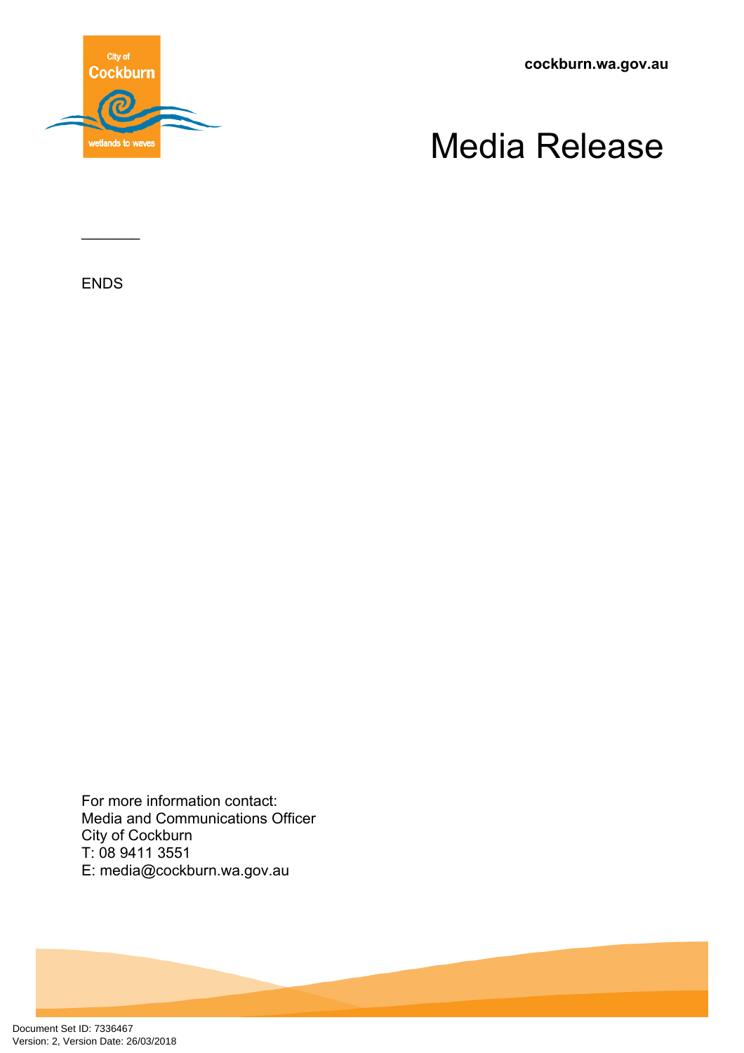cockburn.wa.gov.au

# Media Release

ENDS

For more information contact:
Media and Communications Officer
City of Cockburn
T: 08 9411 3551
E: media@cockburn.wa.gov.au

Document Set ID: 7336467
Version: 2, Version Date: 26/03/2018